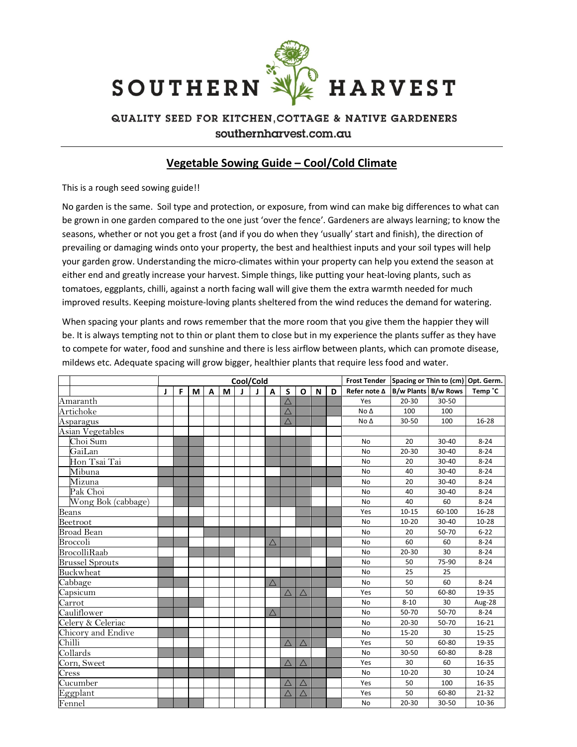# SOUTHERN HARVEST

QUALITY SEED FOR KITCHEN,COTTAGE & NATIVE GARDENERS

southernharvest.com.au

## Vegetable Sowing Guide – Cool/Cold Climate

This is a rough seed sowing guide!!

No garden is the same. Soil type and protection, or exposure, from wind can make big differences to what can be grown in one garden compared to the one just 'over the fence'. Gardeners are always learning; to know the seasons, whether or not you get a frost (and if you do when they 'usually' start and finish), the direction of prevailing or damaging winds onto your property, the best and healthiest inputs and your soil types will help your garden grow. Understanding the micro-climates within your property can help you extend the season at either end and greatly increase your harvest. Simple things, like putting your heat-loving plants, such as tomatoes, eggplants, chilli, against a north facing wall will give them the extra warmth needed for much improved results. Keeping moisture-loving plants sheltered from the wind reduces the demand for watering.

When spacing your plants and rows remember that the more room that you give them the happier they will be. It is always tempting not to thin or plant them to close but in my experience the plants suffer as they have to compete for water, food and sunshine and there is less airflow between plants, which can promote disease, mildews etc. Adequate spacing will grow bigger, healthier plants that require less food and water.

| | Cool/Cold | | | | | | | | | | | | Frost Tender | Spacing or Thin to (cm) | | Opt. Germ. |
|---|---|---|---|---|---|---|---|---|---|---|---|---|---|---|---|---|
| | J | F | M | A | M | J | J | A | S | O | N | D | Refer note Δ | B/w Plants | B/w Rows | Temp ˚C |
| Amaranth | | | | | | | | | △ | ■ | ■ | | Yes | 20-30 | 30-50 | |
| Artichoke | | | | | | | | | △ | ■ | ■ | ■ | No Δ | 100 | 100 | |
| Asparagus | | | | | | | | | △ | ■ | ■ | | No Δ | 30-50 | 100 | 16-28 |
| Asian Vegetables | | | | | | | | | | | | | | | | |
| Choi Sum | | ■ | ■ | | | | | ■ | ■ | ■ | | | No | 20 | 30-40 | 8-24 |
| GaiLan | | ■ | ■ | | | | | ■ | ■ | ■ | | | No | 20-30 | 30-40 | 8-24 |
| Hon Tsai Tai | | ■ | ■ | | | | | ■ | ■ | ■ | | | No | 20 | 30-40 | 8-24 |
| Mibuna | ■ | ■ | ■ | | | | | | ■ | ■ | ■ | ■ | No | 40 | 30-40 | 8-24 |
| Mizuna | ■ | ■ | ■ | | | | | ■ | ■ | ■ | ■ | ■ | No | 20 | 30-40 | 8-24 |
| Pak Choi | | ■ | ■ | | | | | ■ | ■ | ■ | | | No | 40 | 30-40 | 8-24 |
| Wong Bok (cabbage) | | ■ | ■ | | | | | ■ | ■ | ■ | | | No | 40 | 60 | 8-24 |
| Beans | | | | | | | | | | ■ | ■ | ■ | Yes | 10-15 | 60-100 | 16-28 |
| Beetroot | ■ | ■ | ■ | | | | | | | ■ | ■ | ■ | No | 10-20 | 30-40 | 10-28 |
| Broad Bean | | | | ■ | ■ | ■ | ■ | ■ | | | | | No | 20 | 50-70 | 6-22 |
| Broccoli | ■ | ■ | | | | | | △ | ■ | ■ | ■ | ■ | No | 60 | 60 | 8-24 |
| BrocolliRaab | | | ■ | ■ | ■ | | | | ■ | ■ | ■ | | No | 20-30 | 30 | 8-24 |
| Brussel Sprouts | ■ | | | | | | | | | | | ■ | No | 50 | 75-90 | 8-24 |
| Buckwheat | | | | | | | | | ■ | ■ | ■ | ■ | No | 25 | 25 | |
| Cabbage | ■ | ■ | | | | | | △ | ■ | ■ | ■ | ■ | No | 50 | 60 | 8-24 |
| Capsicum | | | | | | | | | △ | △ | ■ | | Yes | 50 | 60-80 | 19-35 |
| Carrot | ■ | ■ | ■ | | | | | | ■ | ■ | ■ | ■ | No | 8-10 | 30 | Aug-28 |
| Cauliflower | ■ | ■ | | | | | | △ | ■ | ■ | ■ | ■ | No | 50-70 | 50-70 | 8-24 |
| Celery & Celeriac | | | | | | | | | ■ | ■ | ■ | ■ | No | 20-30 | 50-70 | 16-21 |
| Chicory and Endive | ■ | ■ | | | | | | | ■ | ■ | ■ | ■ | No | 15-20 | 30 | 15-25 |
| Chilli | | | | | | | | | △ | △ | ■ | | Yes | 50 | 60-80 | 19-35 |
| Collards | ■ | ■ | ■ | | | | | | ■ | ■ | | ■ | No | 30-50 | 60-80 | 8-28 |
| Corn, Sweet | | | | | | | | | △ | △ | ■ | ■ | Yes | 30 | 60 | 16-35 |
| Cress | ■ | ■ | ■ | ■ | ■ | | | ■ | ■ | ■ | ■ | ■ | No | 10-20 | 30 | 10-24 |
| Cucumber | | | | | | | | | △ | △ | ■ | | Yes | 50 | 100 | 16-35 |
| Eggplant | | | | | | | | | △ | △ | ■ | | Yes | 50 | 60-80 | 21-32 |
| Fennel | ■ | ■ | ■ | | | | | | | ■ | ■ | ■ | No | 20-30 | 30-50 | 10-36 |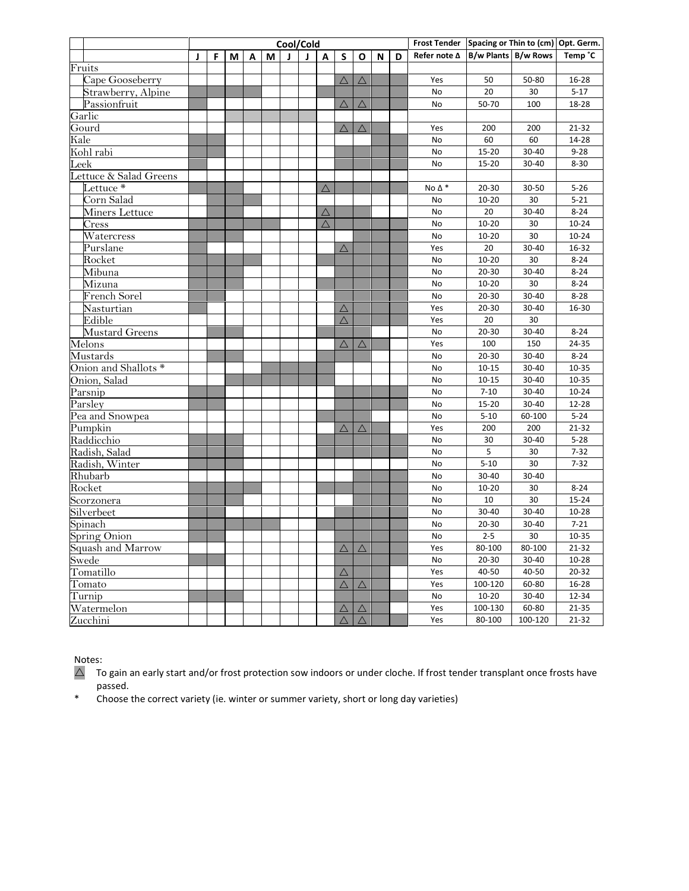| | Cool/Cold | | | | | | | | | | | | Frost Tender | Spacing or Thin to (cm) | | Opt. Germ. |
|---|---|---|---|---|---|---|---|---|---|---|---|---|---|---|---|---|
| | J | F | M | A | M | J | J | A | S | O | N | D | Refer note Δ | B/w Plants | B/w Rows | Temp ˚C |
| Fruits | | | | | | | | | | | | | | | | |
| Cape Gooseberry | | | | | | | | | △ | △ | | | Yes | 50 | 50-80 | 16-28 |
| Strawberry, Alpine | | | | | | | | | | | | | No | 20 | 30 | 5-17 |
| Passionfruit | | | | | | | | | △ | △ | | | No | 50-70 | 100 | 18-28 |
| Garlic | | | | | | | | | | | | | | | | |
| Gourd | | | | | | | | | △ | △ | | | Yes | 200 | 200 | 21-32 |
| Kale | | | | | | | | | | | | | No | 60 | 60 | 14-28 |
| Kohl rabi | | | | | | | | | | | | | No | 15-20 | 30-40 | 9-28 |
| Leek | | | | | | | | | | | | | No | 15-20 | 30-40 | 8-30 |
| Lettuce & Salad Greens | | | | | | | | | | | | | | | | |
| Lettuce * | | | | | | | | △ | | | | | No Δ * | 20-30 | 30-50 | 5-26 |
| Corn Salad | | | | | | | | | | | | | No | 10-20 | 30 | 5-21 |
| Miners Lettuce | | | | | | | | △ | | | | | No | 20 | 30-40 | 8-24 |
| Cress | | | | | | | | △ | | | | | No | 10-20 | 30 | 10-24 |
| Watercress | | | | | | | | | | | | | No | 10-20 | 30 | 10-24 |
| Purslane | | | | | | | | | △ | | | | Yes | 20 | 30-40 | 16-32 |
| Rocket | | | | | | | | | | | | | No | 10-20 | 30 | 8-24 |
| Mibuna | | | | | | | | | | | | | No | 20-30 | 30-40 | 8-24 |
| Mizuna | | | | | | | | | | | | | No | 10-20 | 30 | 8-24 |
| French Sorel | | | | | | | | | | | | | No | 20-30 | 30-40 | 8-28 |
| Nasturtian | | | | | | | | | △ | | | | Yes | 20-30 | 30-40 | 16-30 |
| Edible | | | | | | | | | △ | | | | Yes | 20 | 30 | |
| Mustard Greens | | | | | | | | | | | | | No | 20-30 | 30-40 | 8-24 |
| Melons | | | | | | | | | △ | △ | | | Yes | 100 | 150 | 24-35 |
| Mustards | | | | | | | | | | | | | No | 20-30 | 30-40 | 8-24 |
| Onion and Shallots * | | | | | | | | | | | | | No | 10-15 | 30-40 | 10-35 |
| Onion, Salad | | | | | | | | | | | | | No | 10-15 | 30-40 | 10-35 |
| Parsnip | | | | | | | | | | | | | No | 7-10 | 30-40 | 10-24 |
| Parsley | | | | | | | | | | | | | No | 15-20 | 30-40 | 12-28 |
| Pea and Snowpea | | | | | | | | | | | | | No | 5-10 | 60-100 | 5-24 |
| Pumpkin | | | | | | | | | △ | △ | | | Yes | 200 | 200 | 21-32 |
| Raddicchio | | | | | | | | | | | | | No | 30 | 30-40 | 5-28 |
| Radish, Salad | | | | | | | | | | | | | No | 5 | 30 | 7-32 |
| Radish, Winter | | | | | | | | | | | | | No | 5-10 | 30 | 7-32 |
| Rhubarb | | | | | | | | | | | | | No | 30-40 | 30-40 | |
| Rocket | | | | | | | | | | | | | No | 10-20 | 30 | 8-24 |
| Scorzonera | | | | | | | | | | | | | No | 10 | 30 | 15-24 |
| Silverbeet | | | | | | | | | | | | | No | 30-40 | 30-40 | 10-28 |
| Spinach | | | | | | | | | | | | | No | 20-30 | 30-40 | 7-21 |
| Spring Onion | | | | | | | | | | | | | No | 2-5 | 30 | 10-35 |
| Squash and Marrow | | | | | | | | | △ | △ | | | Yes | 80-100 | 80-100 | 21-32 |
| Swede | | | | | | | | | | | | | No | 20-30 | 30-40 | 10-28 |
| Tomatillo | | | | | | | | | △ | | | | Yes | 40-50 | 40-50 | 20-32 |
| Tomato | | | | | | | | | △ | △ | | | Yes | 100-120 | 60-80 | 16-28 |
| Turnip | | | | | | | | | | | | | No | 10-20 | 30-40 | 12-34 |
| Watermelon | | | | | | | | | △ | △ | | | Yes | 100-130 | 60-80 | 21-35 |
| Zucchini | | | | | | | | | △ | △ | | | Yes | 80-100 | 100-120 | 21-32 |

Notes:

△ To gain an early start and/or frost protection sow indoors or under cloche. If frost tender transplant once frosts have passed.

\* Choose the correct variety (ie. winter or summer variety, short or long day varieties)